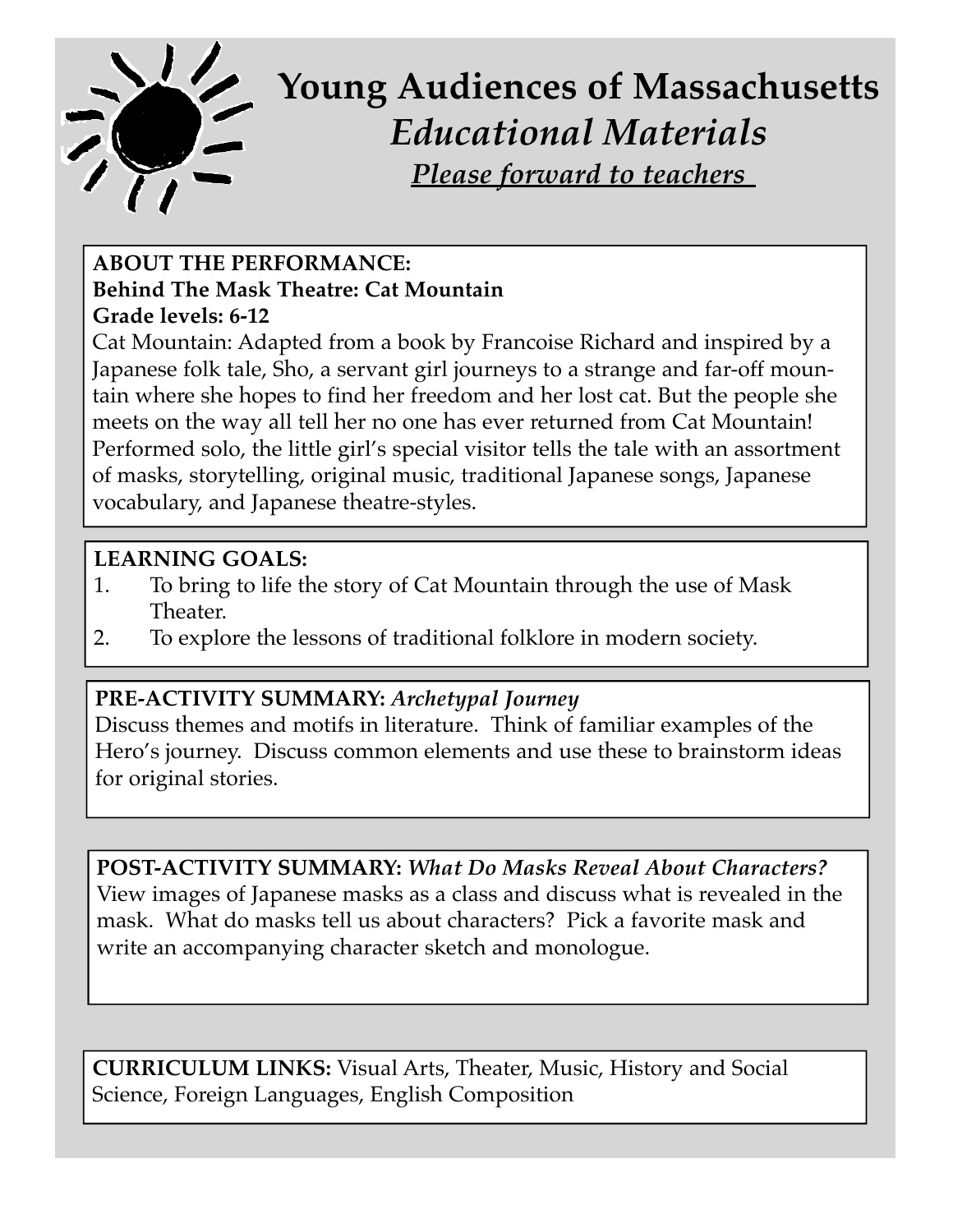# Young Audiences of Massachusetts

## *Educational Materials*

***Please forward to teachers***

**ABOUT THE PERFORMANCE:**
**Behind The Mask Theatre: Cat Mountain**
**Grade levels: 6-12**

Cat Mountain: Adapted from a book by Francoise Richard and inspired by a Japanese folk tale, Sho, a servant girl journeys to a strange and far-off mountain where she hopes to find her freedom and her lost cat. But the people she meets on the way all tell her no one has ever returned from Cat Mountain! Performed solo, the little girl's special visitor tells the tale with an assortment of masks, storytelling, original music, traditional Japanese songs, Japanese vocabulary, and Japanese theatre-styles.

**LEARNING GOALS:**

1. To bring to life the story of Cat Mountain through the use of Mask Theater.
2. To explore the lessons of traditional folklore in modern society.

**PRE-ACTIVITY SUMMARY:** *Archetypal Journey*

Discuss themes and motifs in literature. Think of familiar examples of the Hero's journey. Discuss common elements and use these to brainstorm ideas for original stories.

**POST-ACTIVITY SUMMARY:** *What Do Masks Reveal About Characters?*

View images of Japanese masks as a class and discuss what is revealed in the mask. What do masks tell us about characters? Pick a favorite mask and write an accompanying character sketch and monologue.

**CURRICULUM LINKS:** Visual Arts, Theater, Music, History and Social Science, Foreign Languages, English Composition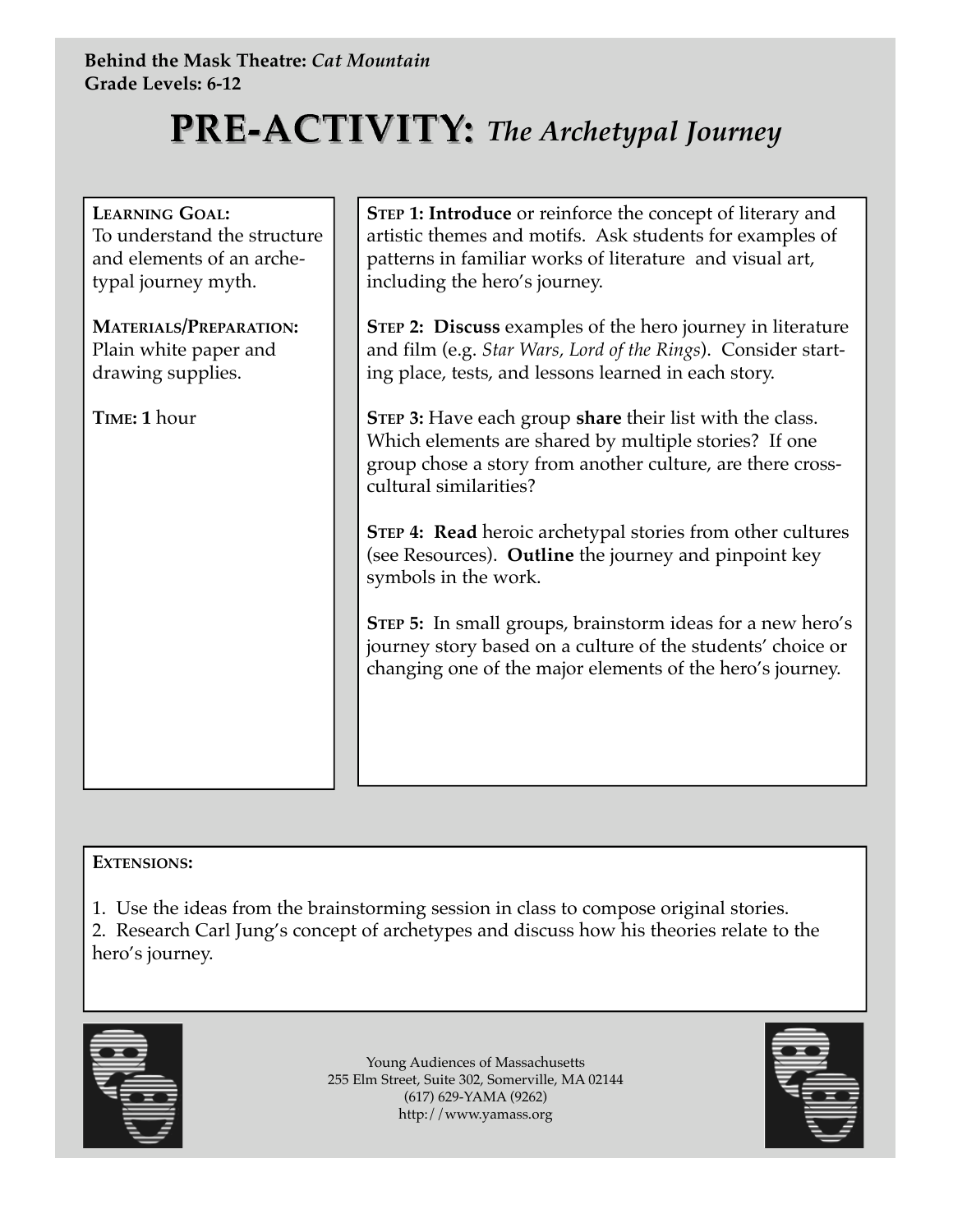**Behind the Mask Theatre:** ***Cat Mountain***
**Grade Levels: 6-12**

# PRE-ACTIVITY: *The Archetypal Journey*

**LEARNING GOAL:**
To understand the structure and elements of an archetypal journey myth.

**MATERIALS/PREPARATION:**
Plain white paper and drawing supplies.

**TIME: 1** hour

**STEP 1: Introduce** or reinforce the concept of literary and artistic themes and motifs. Ask students for examples of patterns in familiar works of literature and visual art, including the hero's journey.

**STEP 2: Discuss** examples of the hero journey in literature and film (e.g. *Star Wars, Lord of the Rings*). Consider starting place, tests, and lessons learned in each story.

**STEP 3:** Have each group **share** their list with the class. Which elements are shared by multiple stories? If one group chose a story from another culture, are there cross-cultural similarities?

**STEP 4: Read** heroic archetypal stories from other cultures (see Resources). **Outline** the journey and pinpoint key symbols in the work.

**STEP 5:** In small groups, brainstorm ideas for a new hero's journey story based on a culture of the students' choice or changing one of the major elements of the hero's journey.

**EXTENSIONS:**

1. Use the ideas from the brainstorming session in class to compose original stories.
2. Research Carl Jung's concept of archetypes and discuss how his theories relate to the hero's journey.

Young Audiences of Massachusetts
255 Elm Street, Suite 302, Somerville, MA 02144
(617) 629-YAMA (9262)
http://www.yamass.org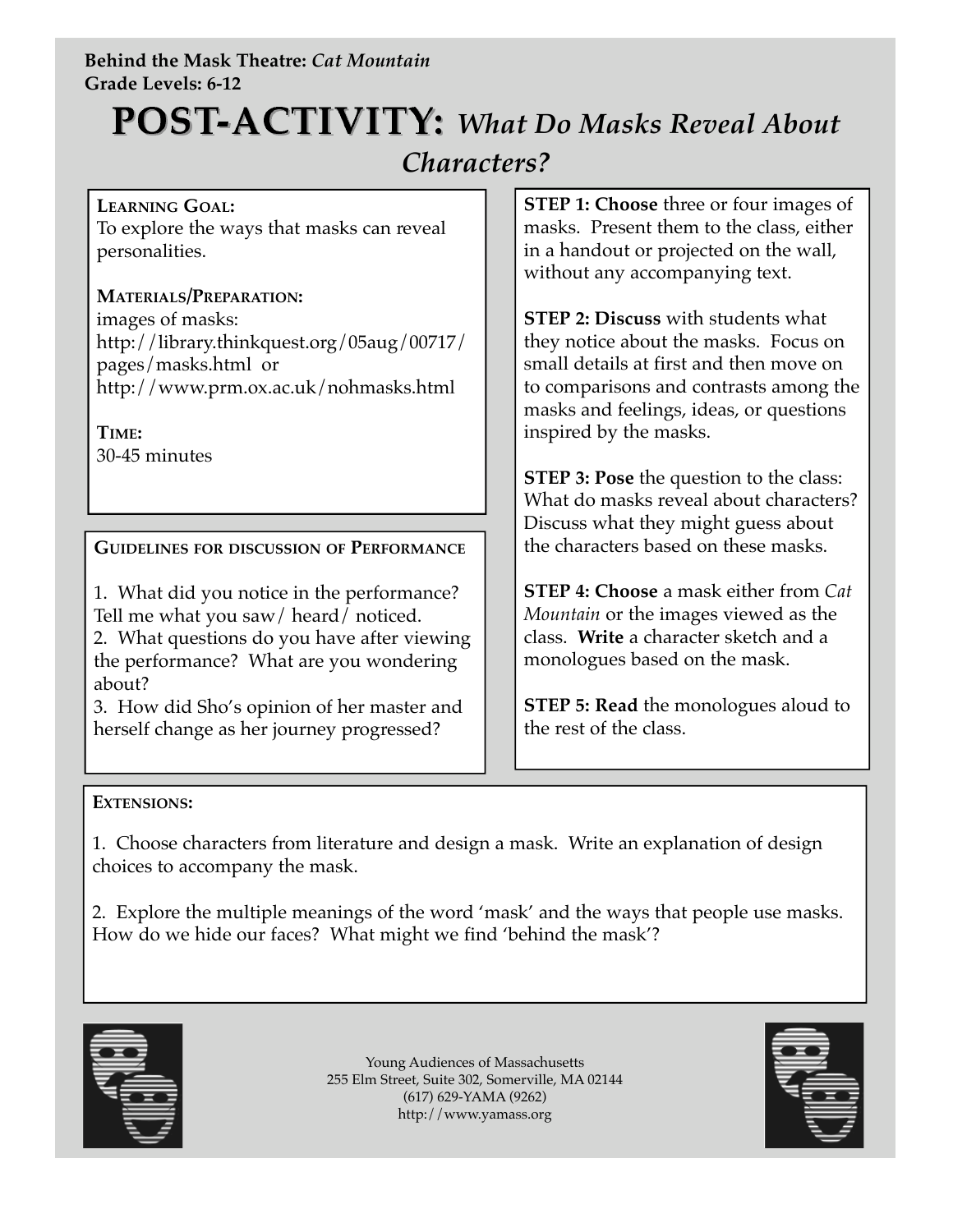**Behind the Mask Theatre:** *Cat Mountain*
**Grade Levels: 6-12**

# POST-ACTIVITY: *What Do Masks Reveal About Characters?*

**LEARNING GOAL:**
To explore the ways that masks can reveal personalities.

**MATERIALS/PREPARATION:**
images of masks:
http://library.thinkquest.org/05aug/00717/pages/masks.html or
http://www.prm.ox.ac.uk/nohmasks.html

**TIME:**
30-45 minutes

**GUIDELINES FOR DISCUSSION OF PERFORMANCE**

1. What did you notice in the performance? Tell me what you saw/ heard/ noticed.
2. What questions do you have after viewing the performance? What are you wondering about?
3. How did Sho's opinion of her master and herself change as her journey progressed?

**STEP 1: Choose** three or four images of masks. Present them to the class, either in a handout or projected on the wall, without any accompanying text.

**STEP 2: Discuss** with students what they notice about the masks. Focus on small details at first and then move on to comparisons and contrasts among the masks and feelings, ideas, or questions inspired by the masks.

**STEP 3: Pose** the question to the class: What do masks reveal about characters? Discuss what they might guess about the characters based on these masks.

**STEP 4: Choose** a mask either from *Cat Mountain* or the images viewed as the class. **Write** a character sketch and a monologues based on the mask.

**STEP 5: Read** the monologues aloud to the rest of the class.

**EXTENSIONS:**

1. Choose characters from literature and design a mask. Write an explanation of design choices to accompany the mask.

2. Explore the multiple meanings of the word 'mask' and the ways that people use masks. How do we hide our faces? What might we find 'behind the mask'?

Young Audiences of Massachusetts
255 Elm Street, Suite 302, Somerville, MA 02144
(617) 629-YAMA (9262)
http://www.yamass.org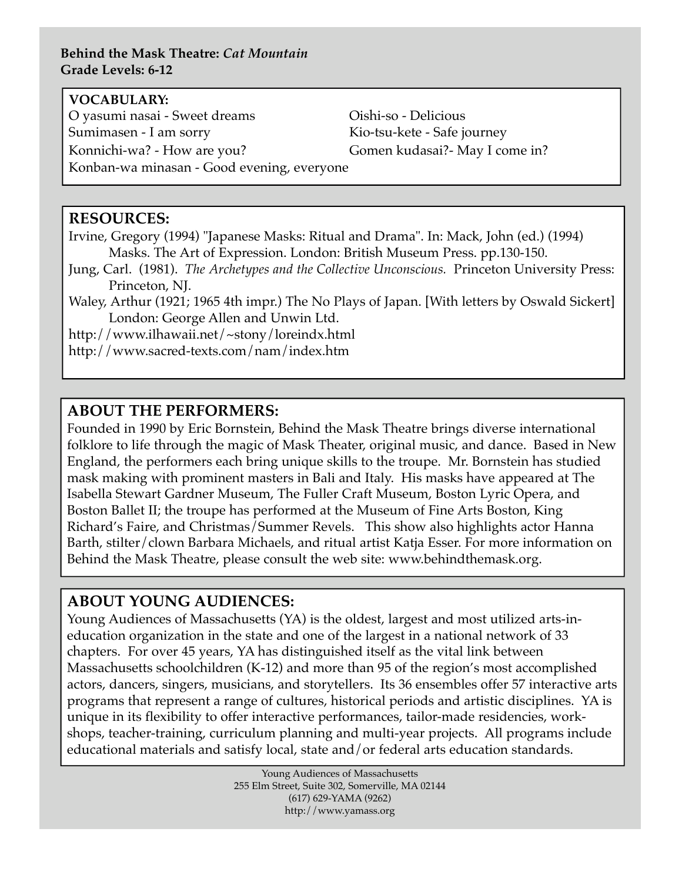**Behind the Mask Theatre:** ***Cat Mountain***
**Grade Levels: 6-12**

**VOCABULARY:**

O yasumi nasai - Sweet dreams
Sumimasen - I am sorry
Konnichi-wa? - How are you?
Konban-wa minasan - Good evening, everyone
Oishi-so - Delicious
Kio-tsu-kete - Safe journey
Gomen kudasai?- May I come in?

## RESOURCES:

Irvine, Gregory (1994) "Japanese Masks: Ritual and Drama". In: Mack, John (ed.) (1994) Masks. The Art of Expression. London: British Museum Press. pp.130-150.

Jung, Carl. (1981). *The Archetypes and the Collective Unconscious.* Princeton University Press: Princeton, NJ.

Waley, Arthur (1921; 1965 4th impr.) The No Plays of Japan. [With letters by Oswald Sickert] London: George Allen and Unwin Ltd.

http://www.ilhawaii.net/~stony/loreindx.html

http://www.sacred-texts.com/nam/index.htm

## ABOUT THE PERFORMERS:

Founded in 1990 by Eric Bornstein, Behind the Mask Theatre brings diverse international folklore to life through the magic of Mask Theater, original music, and dance. Based in New England, the performers each bring unique skills to the troupe. Mr. Bornstein has studied mask making with prominent masters in Bali and Italy. His masks have appeared at The Isabella Stewart Gardner Museum, The Fuller Craft Museum, Boston Lyric Opera, and Boston Ballet II; the troupe has performed at the Museum of Fine Arts Boston, King Richard's Faire, and Christmas/Summer Revels. This show also highlights actor Hanna Barth, stilter/clown Barbara Michaels, and ritual artist Katja Esser. For more information on Behind the Mask Theatre, please consult the web site: www.behindthemask.org.

## ABOUT YOUNG AUDIENCES:

Young Audiences of Massachusetts (YA) is the oldest, largest and most utilized arts-in-education organization in the state and one of the largest in a national network of 33 chapters. For over 45 years, YA has distinguished itself as the vital link between Massachusetts schoolchildren (K-12) and more than 95 of the region's most accomplished actors, dancers, singers, musicians, and storytellers. Its 36 ensembles offer 57 interactive arts programs that represent a range of cultures, historical periods and artistic disciplines. YA is unique in its flexibility to offer interactive performances, tailor-made residencies, work-shops, teacher-training, curriculum planning and multi-year projects. All programs include educational materials and satisfy local, state and/or federal arts education standards.

Young Audiences of Massachusetts
255 Elm Street, Suite 302, Somerville, MA 02144
(617) 629-YAMA (9262)
http://www.yamass.org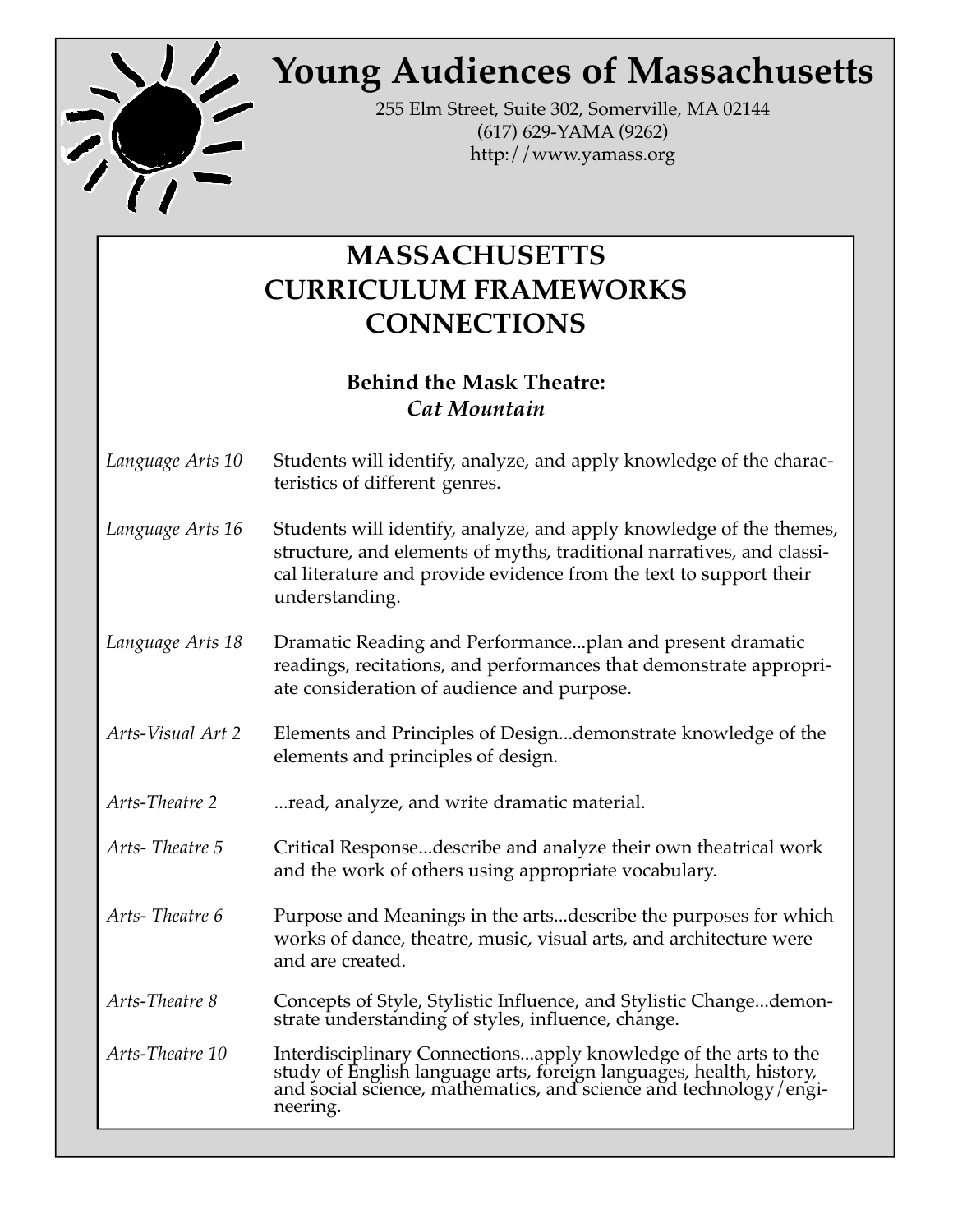# Young Audiences of Massachusetts

255 Elm Street, Suite 302, Somerville, MA 02144
(617) 629-YAMA (9262)
http://www.yamass.org

## MASSACHUSETTS CURRICULUM FRAMEWORKS CONNECTIONS

### Behind the Mask Theatre: *Cat Mountain*

| | |
|---|---|
| *Language Arts 10* | Students will identify, analyze, and apply knowledge of the characteristics of different genres. |
| *Language Arts 16* | Students will identify, analyze, and apply knowledge of the themes, structure, and elements of myths, traditional narratives, and classical literature and provide evidence from the text to support their understanding. |
| *Language Arts 18* | Dramatic Reading and Performance...plan and present dramatic readings, recitations, and performances that demonstrate appropriate consideration of audience and purpose. |
| *Arts-Visual Art 2* | Elements and Principles of Design...demonstrate knowledge of the elements and principles of design. |
| *Arts-Theatre 2* | ...read, analyze, and write dramatic material. |
| *Arts- Theatre 5* | Critical Response...describe and analyze their own theatrical work and the work of others using appropriate vocabulary. |
| *Arts- Theatre 6* | Purpose and Meanings in the arts...describe the purposes for which works of dance, theatre, music, visual arts, and architecture were and are created. |
| *Arts-Theatre 8* | Concepts of Style, Stylistic Influence, and Stylistic Change...demonstrate understanding of styles, influence, change. |
| *Arts-Theatre 10* | Interdisciplinary Connections...apply knowledge of the arts to the study of English language arts, foreign languages, health, history, and social science, mathematics, and science and technology/engineering. |